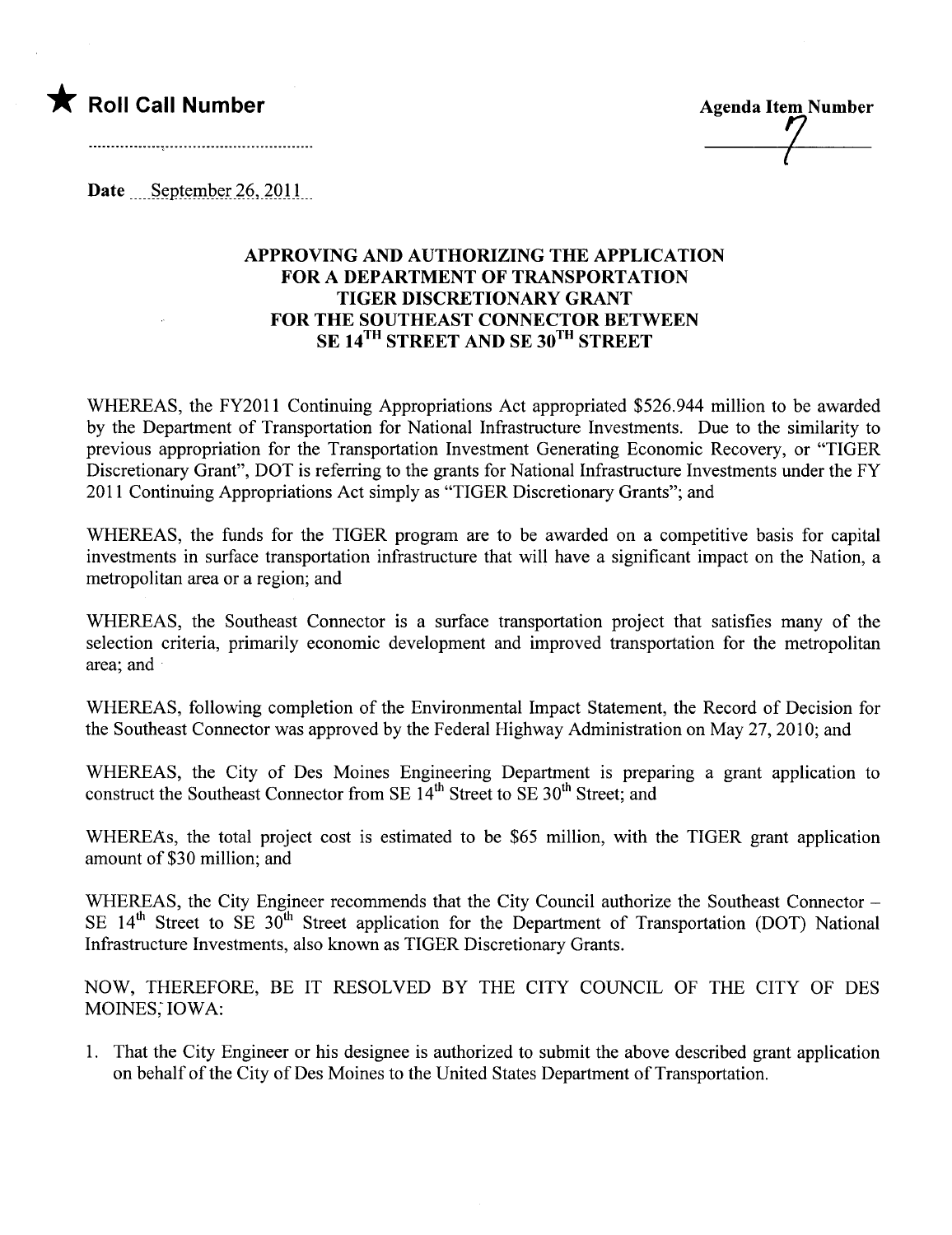★ **Roll Call Number**

..................................................

**Agenda Item Number**

7

Date September 26, 2011

## APPROVING AND AUTHORIZING THE APPLICATION FOR A DEPARTMENT OF TRANSPORTATION TIGER DISCRETIONARY GRANT FOR THE SOUTHEAST CONNECTOR BETWEEN SE 14TH STREET AND SE 30TH STREET

WHEREAS, the FY2011 Continuing Appropriations Act appropriated $526.944 million to be awarded by the Department of Transportation for National Infrastructure Investments. Due to the similarity to previous appropriation for the Transportation Investment Generating Economic Recovery, or "TIGER Discretionary Grant", DOT is referring to the grants for National Infrastructure Investments under the FY 2011 Continuing Appropriations Act simply as "TIGER Discretionary Grants"; and

WHEREAS, the funds for the TIGER program are to be awarded on a competitive basis for capital investments in surface transportation infrastructure that will have a significant impact on the Nation, a metropolitan area or a region; and

WHEREAS, the Southeast Connector is a surface transportation project that satisfies many of the selection criteria, primarily economic development and improved transportation for the metropolitan area; and

WHEREAS, following completion of the Environmental Impact Statement, the Record of Decision for the Southeast Connector was approved by the Federal Highway Administration on May 27, 2010; and

WHEREAS, the City of Des Moines Engineering Department is preparing a grant application to construct the Southeast Connector from SE 14th Street to SE 30th Street; and

WHEREAS, the total project cost is estimated to be $65 million, with the TIGER grant application amount of $30 million; and

WHEREAS, the City Engineer recommends that the City Council authorize the Southeast Connector – SE 14th Street to SE 30th Street application for the Department of Transportation (DOT) National Infrastructure Investments, also known as TIGER Discretionary Grants.

NOW, THEREFORE, BE IT RESOLVED BY THE CITY COUNCIL OF THE CITY OF DES MOINES, IOWA:

1. That the City Engineer or his designee is authorized to submit the above described grant application on behalf of the City of Des Moines to the United States Department of Transportation.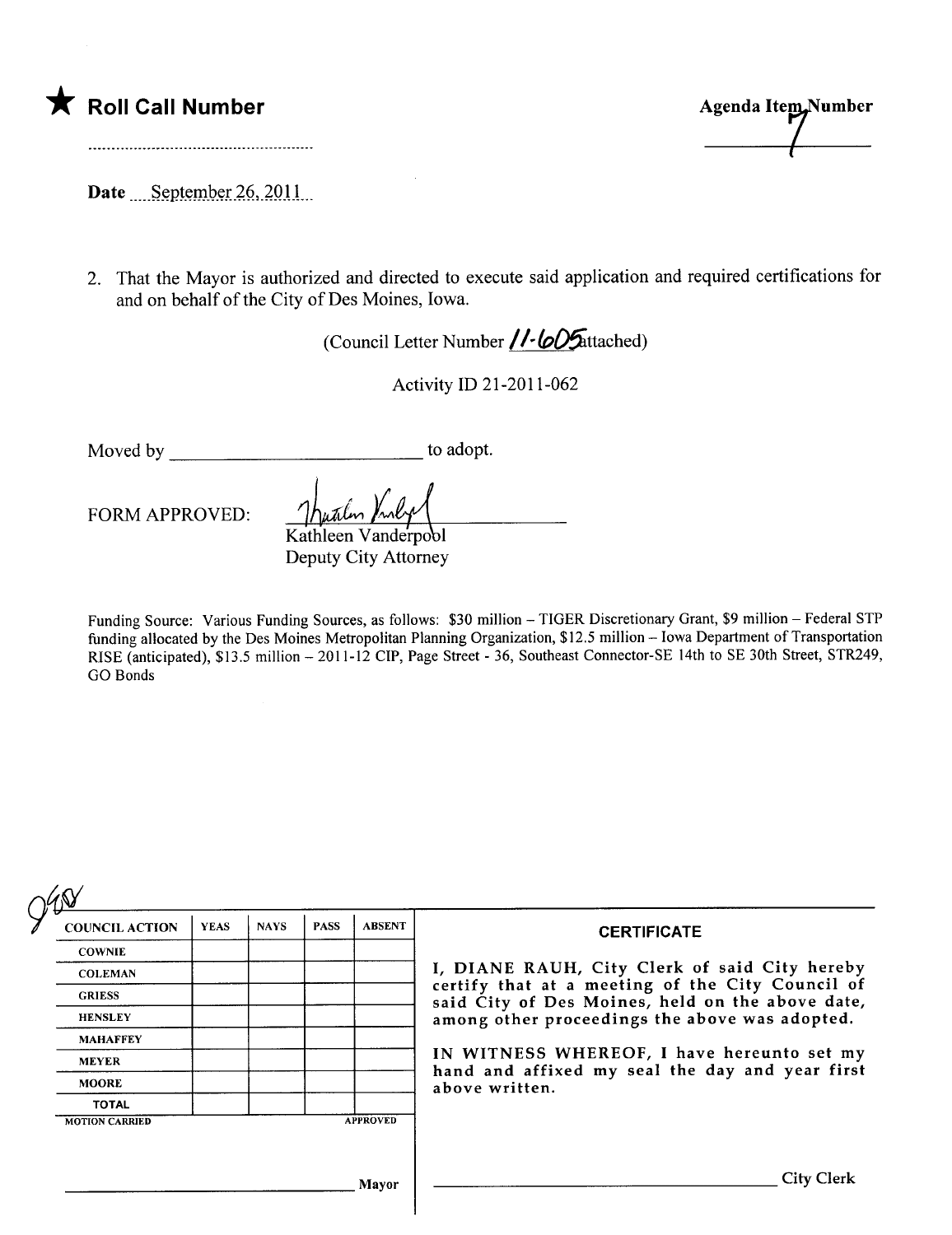★ **Roll Call Number**

..........................................................

**Agenda Item Number**

7

Date ....September 26, 2011...

2. That the Mayor is authorized and directed to execute said application and required certifications for and on behalf of the City of Des Moines, Iowa.

(Council Letter Number 11-605 attached)

Activity ID 21-2011-062

Moved by ___________________________ to adopt.

FORM APPROVED:

Kathleen Vanderpool
Deputy City Attorney

Funding Source: Various Funding Sources, as follows: $30 million – TIGER Discretionary Grant, $9 million – Federal STP funding allocated by the Des Moines Metropolitan Planning Organization, $12.5 million – Iowa Department of Transportation RISE (anticipated), $13.5 million – 2011-12 CIP, Page Street - 36, Southeast Connector-SE 14th to SE 30th Street, STR249, GO Bonds

968

| COUNCIL ACTION | YEAS | NAYS | PASS | ABSENT |
|---|---|---|---|---|
| COWNIE | | | | |
| COLEMAN | | | | |
| GRIESS | | | | |
| HENSLEY | | | | |
| MAHAFFEY | | | | |
| MEYER | | | | |
| MOORE | | | | |
| TOTAL | | | | |
| MOTION CARRIED | | | | APPROVED |

______________________________ Mayor

**CERTIFICATE**

I, DIANE RAUH, City Clerk of said City hereby certify that at a meeting of the City Council of said City of Des Moines, held on the above date, among other proceedings the above was adopted.

IN WITNESS WHEREOF, I have hereunto set my hand and affixed my seal the day and year first above written.

______________________________ City Clerk